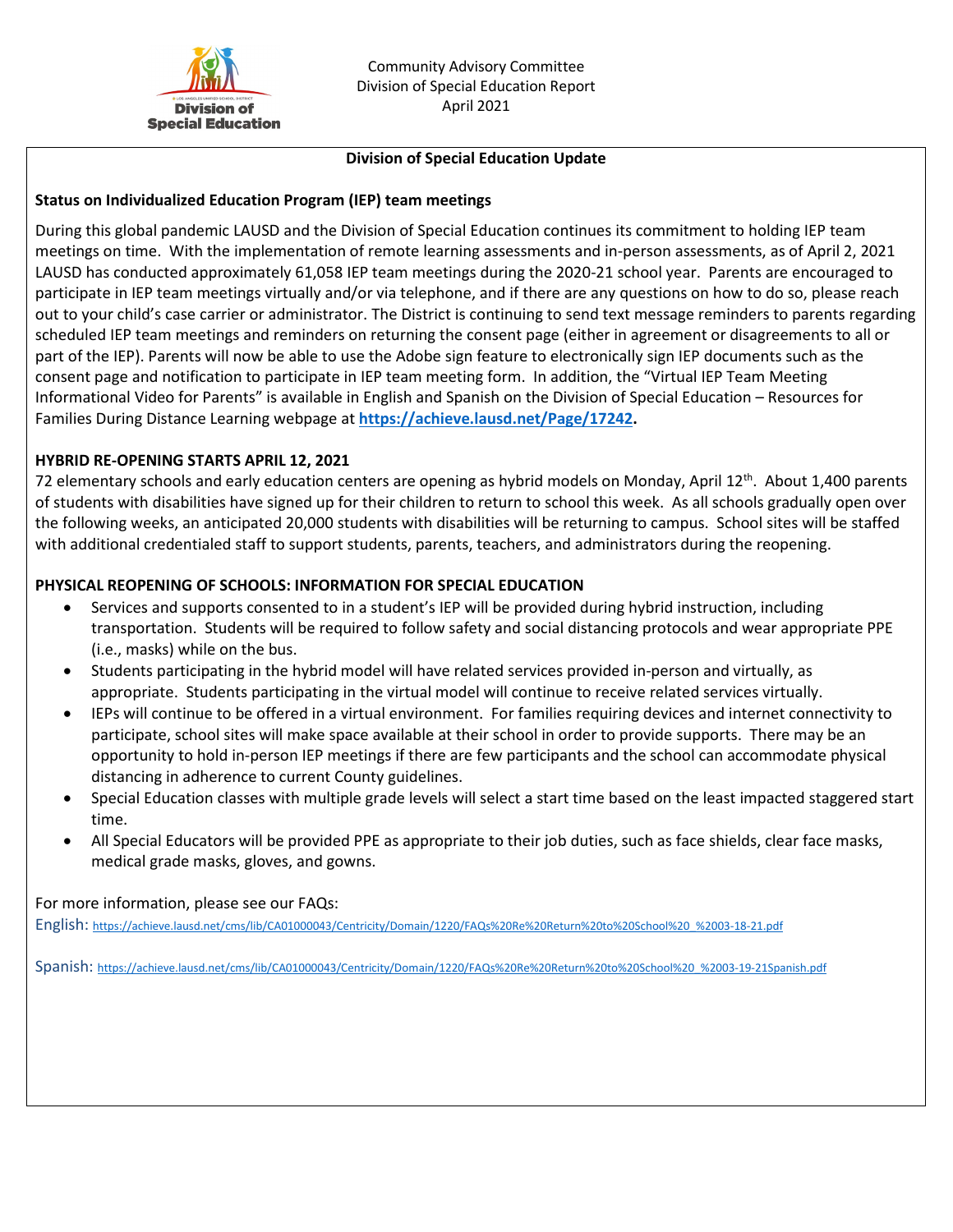Community Advisory Committee
Division of Special Education Report
April 2021

## Division of Special Education Update

### Status on Individualized Education Program (IEP) team meetings

During this global pandemic LAUSD and the Division of Special Education continues its commitment to holding IEP team meetings on time. With the implementation of remote learning assessments and in-person assessments, as of April 2, 2021 LAUSD has conducted approximately 61,058 IEP team meetings during the 2020-21 school year. Parents are encouraged to participate in IEP team meetings virtually and/or via telephone, and if there are any questions on how to do so, please reach out to your child's case carrier or administrator. The District is continuing to send text message reminders to parents regarding scheduled IEP team meetings and reminders on returning the consent page (either in agreement or disagreements to all or part of the IEP). Parents will now be able to use the Adobe sign feature to electronically sign IEP documents such as the consent page and notification to participate in IEP team meeting form. In addition, the "Virtual IEP Team Meeting Informational Video for Parents" is available in English and Spanish on the Division of Special Education – Resources for Families During Distance Learning webpage at **https://achieve.lausd.net/Page/17242.**

### HYBRID RE-OPENING STARTS APRIL 12, 2021

72 elementary schools and early education centers are opening as hybrid models on Monday, April 12th. About 1,400 parents of students with disabilities have signed up for their children to return to school this week. As all schools gradually open over the following weeks, an anticipated 20,000 students with disabilities will be returning to campus. School sites will be staffed with additional credentialed staff to support students, parents, teachers, and administrators during the reopening.

### PHYSICAL REOPENING OF SCHOOLS: INFORMATION FOR SPECIAL EDUCATION

- Services and supports consented to in a student's IEP will be provided during hybrid instruction, including transportation. Students will be required to follow safety and social distancing protocols and wear appropriate PPE (i.e., masks) while on the bus.
- Students participating in the hybrid model will have related services provided in-person and virtually, as appropriate. Students participating in the virtual model will continue to receive related services virtually.
- IEPs will continue to be offered in a virtual environment. For families requiring devices and internet connectivity to participate, school sites will make space available at their school in order to provide supports. There may be an opportunity to hold in-person IEP meetings if there are few participants and the school can accommodate physical distancing in adherence to current County guidelines.
- Special Education classes with multiple grade levels will select a start time based on the least impacted staggered start time.
- All Special Educators will be provided PPE as appropriate to their job duties, such as face shields, clear face masks, medical grade masks, gloves, and gowns.

For more information, please see our FAQs:

English: https://achieve.lausd.net/cms/lib/CA01000043/Centricity/Domain/1220/FAQs%20Re%20Return%20to%20School%20_%2003-18-21.pdf

Spanish: https://achieve.lausd.net/cms/lib/CA01000043/Centricity/Domain/1220/FAQs%20Re%20Return%20to%20School%20_%2003-19-21Spanish.pdf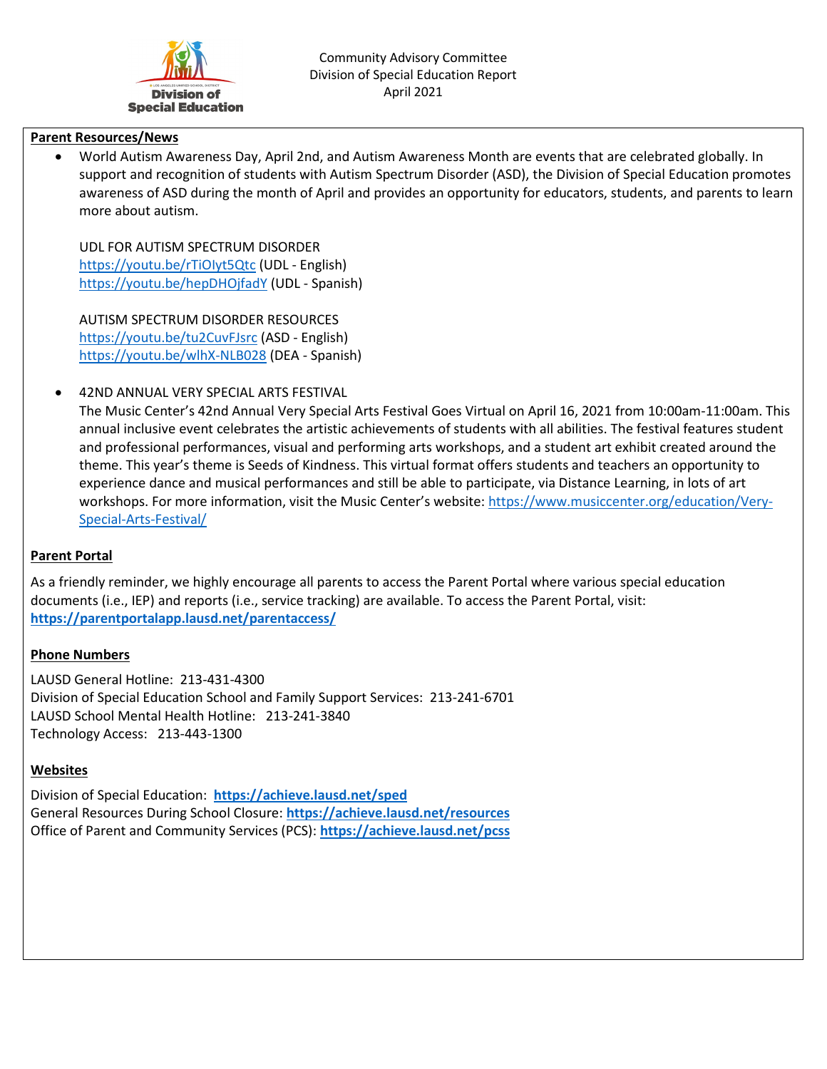Community Advisory Committee
Division of Special Education Report
April 2021

**Parent Resources/News**

- World Autism Awareness Day, April 2nd, and Autism Awareness Month are events that are celebrated globally. In support and recognition of students with Autism Spectrum Disorder (ASD), the Division of Special Education promotes awareness of ASD during the month of April and provides an opportunity for educators, students, and parents to learn more about autism.

  UDL FOR AUTISM SPECTRUM DISORDER
  https://youtu.be/rTiOIyt5Qtc (UDL - English)
  https://youtu.be/hepDHOjfadY (UDL - Spanish)

  AUTISM SPECTRUM DISORDER RESOURCES
  https://youtu.be/tu2CuvFJsrc (ASD - English)
  https://youtu.be/wlhX-NLB028 (DEA - Spanish)

- 42ND ANNUAL VERY SPECIAL ARTS FESTIVAL
  The Music Center's 42nd Annual Very Special Arts Festival Goes Virtual on April 16, 2021 from 10:00am-11:00am. This annual inclusive event celebrates the artistic achievements of students with all abilities. The festival features student and professional performances, visual and performing arts workshops, and a student art exhibit created around the theme. This year's theme is Seeds of Kindness. This virtual format offers students and teachers an opportunity to experience dance and musical performances and still be able to participate, via Distance Learning, in lots of art workshops. For more information, visit the Music Center's website: https://www.musiccenter.org/education/Very-Special-Arts-Festival/

**Parent Portal**

As a friendly reminder, we highly encourage all parents to access the Parent Portal where various special education documents (i.e., IEP) and reports (i.e., service tracking) are available. To access the Parent Portal, visit: **https://parentportalapp.lausd.net/parentaccess/**

**Phone Numbers**

LAUSD General Hotline: 213-431-4300
Division of Special Education School and Family Support Services: 213-241-6701
LAUSD School Mental Health Hotline: 213-241-3840
Technology Access: 213-443-1300

**Websites**

Division of Special Education: **https://achieve.lausd.net/sped**
General Resources During School Closure: **https://achieve.lausd.net/resources**
Office of Parent and Community Services (PCS): **https://achieve.lausd.net/pcss**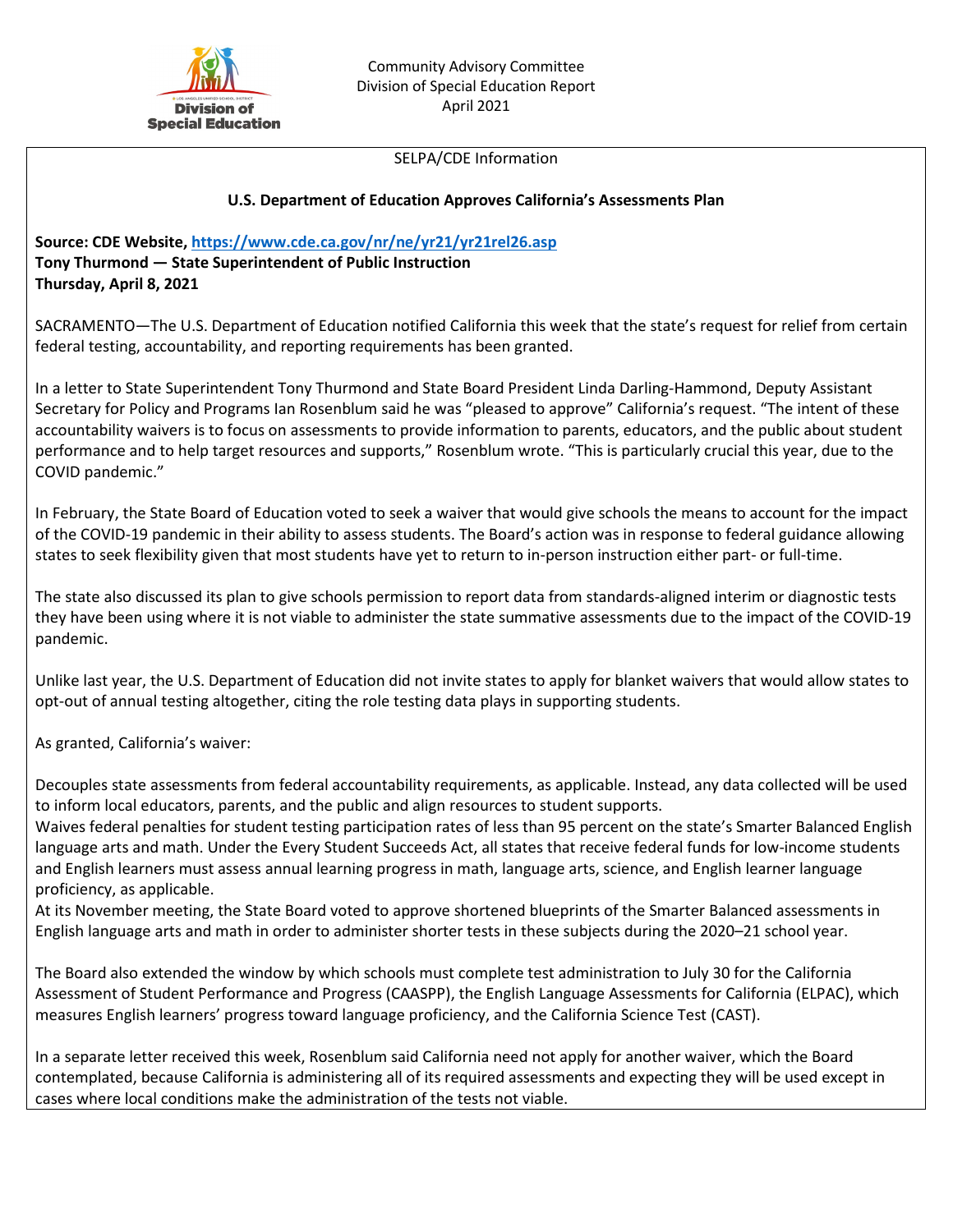Community Advisory Committee
Division of Special Education Report
April 2021

SELPA/CDE Information

## U.S. Department of Education Approves California's Assessments Plan

**Source: CDE Website, https://www.cde.ca.gov/nr/ne/yr21/yr21rel26.asp**
**Tony Thurmond — State Superintendent of Public Instruction**
**Thursday, April 8, 2021**

SACRAMENTO—The U.S. Department of Education notified California this week that the state's request for relief from certain federal testing, accountability, and reporting requirements has been granted.

In a letter to State Superintendent Tony Thurmond and State Board President Linda Darling-Hammond, Deputy Assistant Secretary for Policy and Programs Ian Rosenblum said he was "pleased to approve" California's request. "The intent of these accountability waivers is to focus on assessments to provide information to parents, educators, and the public about student performance and to help target resources and supports," Rosenblum wrote. "This is particularly crucial this year, due to the COVID pandemic."

In February, the State Board of Education voted to seek a waiver that would give schools the means to account for the impact of the COVID-19 pandemic in their ability to assess students. The Board's action was in response to federal guidance allowing states to seek flexibility given that most students have yet to return to in-person instruction either part- or full-time.

The state also discussed its plan to give schools permission to report data from standards-aligned interim or diagnostic tests they have been using where it is not viable to administer the state summative assessments due to the impact of the COVID-19 pandemic.

Unlike last year, the U.S. Department of Education did not invite states to apply for blanket waivers that would allow states to opt-out of annual testing altogether, citing the role testing data plays in supporting students.

As granted, California's waiver:

Decouples state assessments from federal accountability requirements, as applicable. Instead, any data collected will be used to inform local educators, parents, and the public and align resources to student supports.
Waives federal penalties for student testing participation rates of less than 95 percent on the state's Smarter Balanced English language arts and math. Under the Every Student Succeeds Act, all states that receive federal funds for low-income students and English learners must assess annual learning progress in math, language arts, science, and English learner language proficiency, as applicable.
At its November meeting, the State Board voted to approve shortened blueprints of the Smarter Balanced assessments in English language arts and math in order to administer shorter tests in these subjects during the 2020–21 school year.

The Board also extended the window by which schools must complete test administration to July 30 for the California Assessment of Student Performance and Progress (CAASPP), the English Language Assessments for California (ELPAC), which measures English learners' progress toward language proficiency, and the California Science Test (CAST).

In a separate letter received this week, Rosenblum said California need not apply for another waiver, which the Board contemplated, because California is administering all of its required assessments and expecting they will be used except in cases where local conditions make the administration of the tests not viable.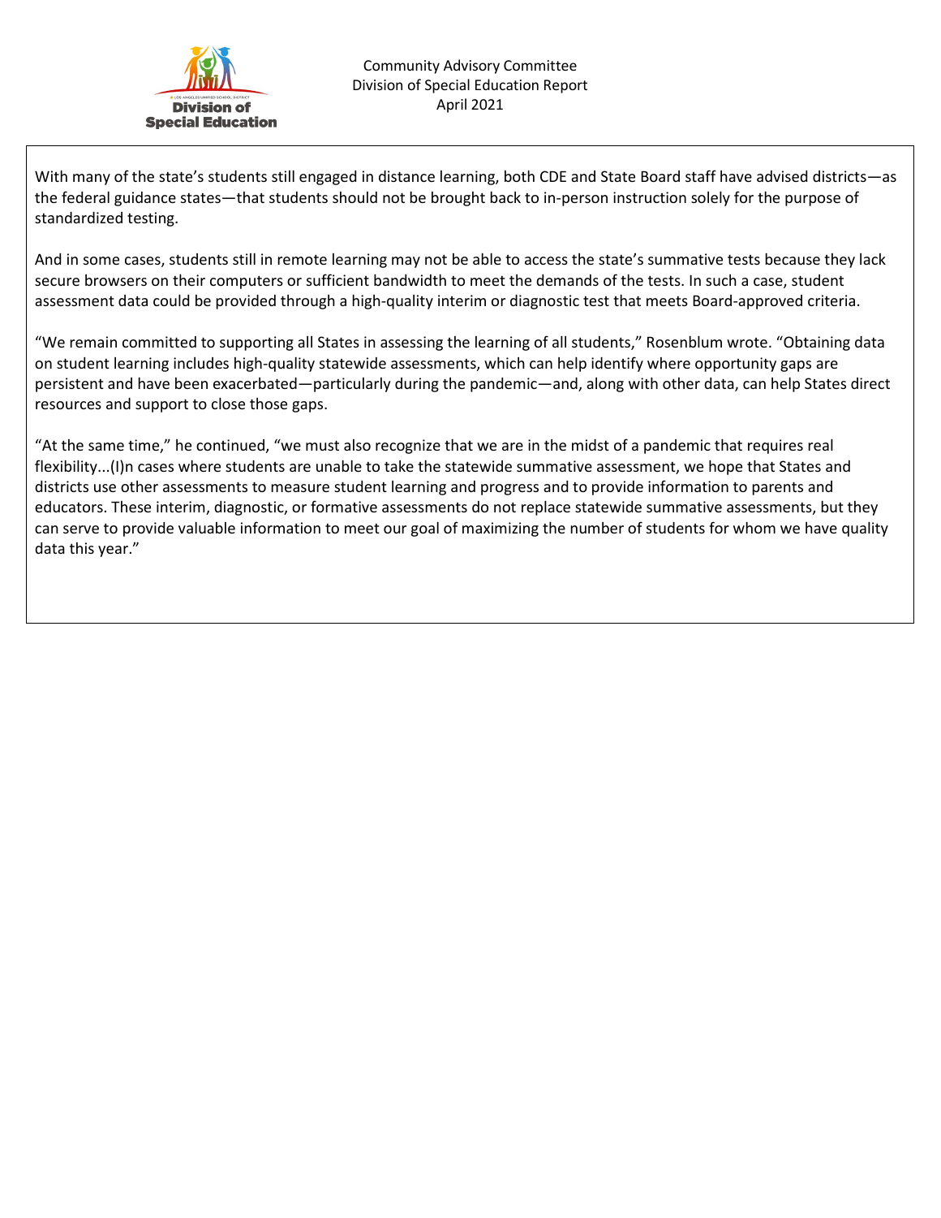With many of the state's students still engaged in distance learning, both CDE and State Board staff have advised districts—as the federal guidance states—that students should not be brought back to in-person instruction solely for the purpose of standardized testing.

And in some cases, students still in remote learning may not be able to access the state's summative tests because they lack secure browsers on their computers or sufficient bandwidth to meet the demands of the tests. In such a case, student assessment data could be provided through a high-quality interim or diagnostic test that meets Board-approved criteria.

"We remain committed to supporting all States in assessing the learning of all students," Rosenblum wrote. "Obtaining data on student learning includes high-quality statewide assessments, which can help identify where opportunity gaps are persistent and have been exacerbated—particularly during the pandemic—and, along with other data, can help States direct resources and support to close those gaps.

"At the same time," he continued, "we must also recognize that we are in the midst of a pandemic that requires real flexibility...(I)n cases where students are unable to take the statewide summative assessment, we hope that States and districts use other assessments to measure student learning and progress and to provide information to parents and educators. These interim, diagnostic, or formative assessments do not replace statewide summative assessments, but they can serve to provide valuable information to meet our goal of maximizing the number of students for whom we have quality data this year."